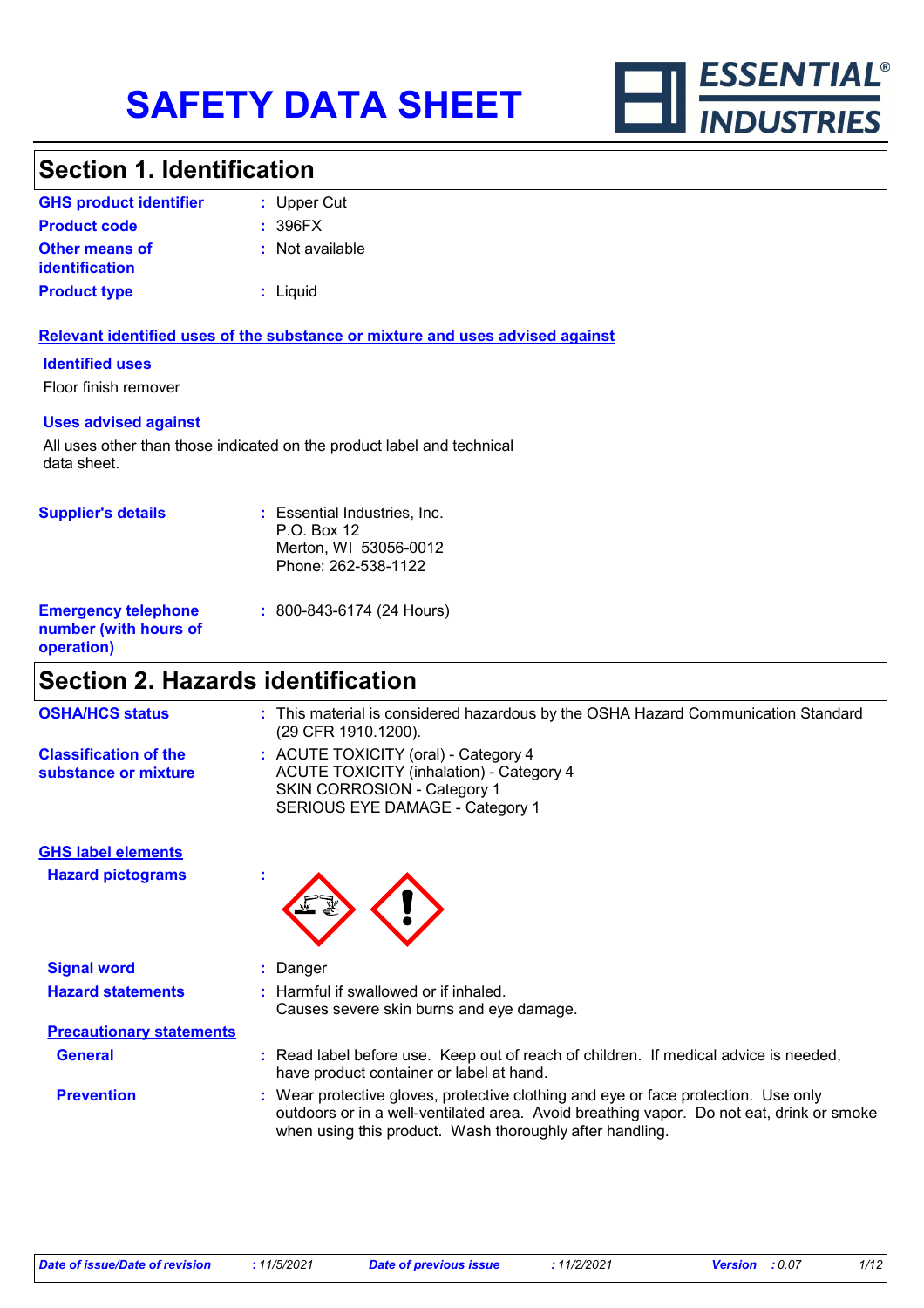# SAFETY DATA SHEET

ESSENTIAL® INDUSTRIES

## Section 1. Identification

| | |
|---|---|
| **GHS product identifier** | : Upper Cut |
| **Product code** | : 396FX |
| **Other means of identification** | : Not available |
| **Product type** | : Liquid |

**Relevant identified uses of the substance or mixture and uses advised against**

**Identified uses**

Floor finish remover

**Uses advised against**

All uses other than those indicated on the product label and technical data sheet.

| | |
|---|---|
| **Supplier's details** | : Essential Industries, Inc.<br>P.O. Box 12<br>Merton, WI 53056-0012<br>Phone: 262-538-1122 |
| **Emergency telephone number (with hours of operation)** | : 800-843-6174 (24 Hours) |

## Section 2. Hazards identification

| | |
|---|---|
| **OSHA/HCS status** | : This material is considered hazardous by the OSHA Hazard Communication Standard (29 CFR 1910.1200). |
| **Classification of the substance or mixture** | : ACUTE TOXICITY (oral) - Category 4<br>ACUTE TOXICITY (inhalation) - Category 4<br>SKIN CORROSION - Category 1<br>SERIOUS EYE DAMAGE - Category 1 |

**GHS label elements**

| | |
|---|---|
| **Hazard pictograms** | : |
| **Signal word** | : Danger |
| **Hazard statements** | : Harmful if swallowed or if inhaled.<br>Causes severe skin burns and eye damage. |

**Precautionary statements**

| | |
|---|---|
| **General** | : Read label before use. Keep out of reach of children. If medical advice is needed, have product container or label at hand. |
| **Prevention** | : Wear protective gloves, protective clothing and eye or face protection. Use only outdoors or in a well-ventilated area. Avoid breathing vapor. Do not eat, drink or smoke when using this product. Wash thoroughly after handling. |

| Date of issue/Date of revision | : 11/5/2021 | Date of previous issue | : 11/2/2021 | Version | : 0.07 |
|---|---|---|---|---|---|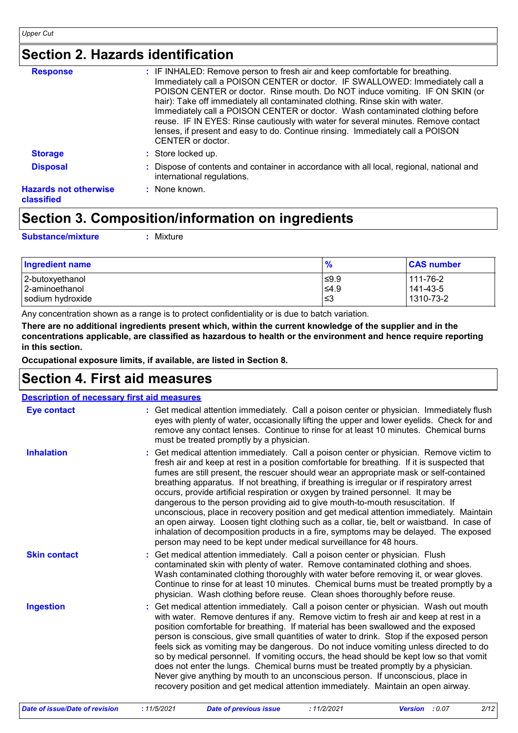## Section 2. Hazards identification

**Response** : IF INHALED: Remove person to fresh air and keep comfortable for breathing. Immediately call a POISON CENTER or doctor. IF SWALLOWED: Immediately call a POISON CENTER or doctor. Rinse mouth. Do NOT induce vomiting. IF ON SKIN (or hair): Take off immediately all contaminated clothing. Rinse skin with water. Immediately call a POISON CENTER or doctor. Wash contaminated clothing before reuse. IF IN EYES: Rinse cautiously with water for several minutes. Remove contact lenses, if present and easy to do. Continue rinsing. Immediately call a POISON CENTER or doctor.

**Storage** : Store locked up.

**Disposal** : Dispose of contents and container in accordance with all local, regional, national and international regulations.

**Hazards not otherwise classified** : None known.

## Section 3. Composition/information on ingredients

**Substance/mixture** : Mixture

| Ingredient name | % | CAS number |
|---|---|---|
| 2-butoxyethanol | ≤9.9 | 111-76-2 |
| 2-aminoethanol | ≤4.9 | 141-43-5 |
| sodium hydroxide | ≤3 | 1310-73-2 |

Any concentration shown as a range is to protect confidentiality or is due to batch variation.

**There are no additional ingredients present which, within the current knowledge of the supplier and in the concentrations applicable, are classified as hazardous to health or the environment and hence require reporting in this section.**

**Occupational exposure limits, if available, are listed in Section 8.**

## Section 4. First aid measures

### Description of necessary first aid measures

**Eye contact** : Get medical attention immediately. Call a poison center or physician. Immediately flush eyes with plenty of water, occasionally lifting the upper and lower eyelids. Check for and remove any contact lenses. Continue to rinse for at least 10 minutes. Chemical burns must be treated promptly by a physician.

**Inhalation** : Get medical attention immediately. Call a poison center or physician. Remove victim to fresh air and keep at rest in a position comfortable for breathing. If it is suspected that fumes are still present, the rescuer should wear an appropriate mask or self-contained breathing apparatus. If not breathing, if breathing is irregular or if respiratory arrest occurs, provide artificial respiration or oxygen by trained personnel. It may be dangerous to the person providing aid to give mouth-to-mouth resuscitation. If unconscious, place in recovery position and get medical attention immediately. Maintain an open airway. Loosen tight clothing such as a collar, tie, belt or waistband. In case of inhalation of decomposition products in a fire, symptoms may be delayed. The exposed person may need to be kept under medical surveillance for 48 hours.

**Skin contact** : Get medical attention immediately. Call a poison center or physician. Flush contaminated skin with plenty of water. Remove contaminated clothing and shoes. Wash contaminated clothing thoroughly with water before removing it, or wear gloves. Continue to rinse for at least 10 minutes. Chemical burns must be treated promptly by a physician. Wash clothing before reuse. Clean shoes thoroughly before reuse.

**Ingestion** : Get medical attention immediately. Call a poison center or physician. Wash out mouth with water. Remove dentures if any. Remove victim to fresh air and keep at rest in a position comfortable for breathing. If material has been swallowed and the exposed person is conscious, give small quantities of water to drink. Stop if the exposed person feels sick as vomiting may be dangerous. Do not induce vomiting unless directed to do so by medical personnel. If vomiting occurs, the head should be kept low so that vomit does not enter the lungs. Chemical burns must be treated promptly by a physician. Never give anything by mouth to an unconscious person. If unconscious, place in recovery position and get medical attention immediately. Maintain an open airway.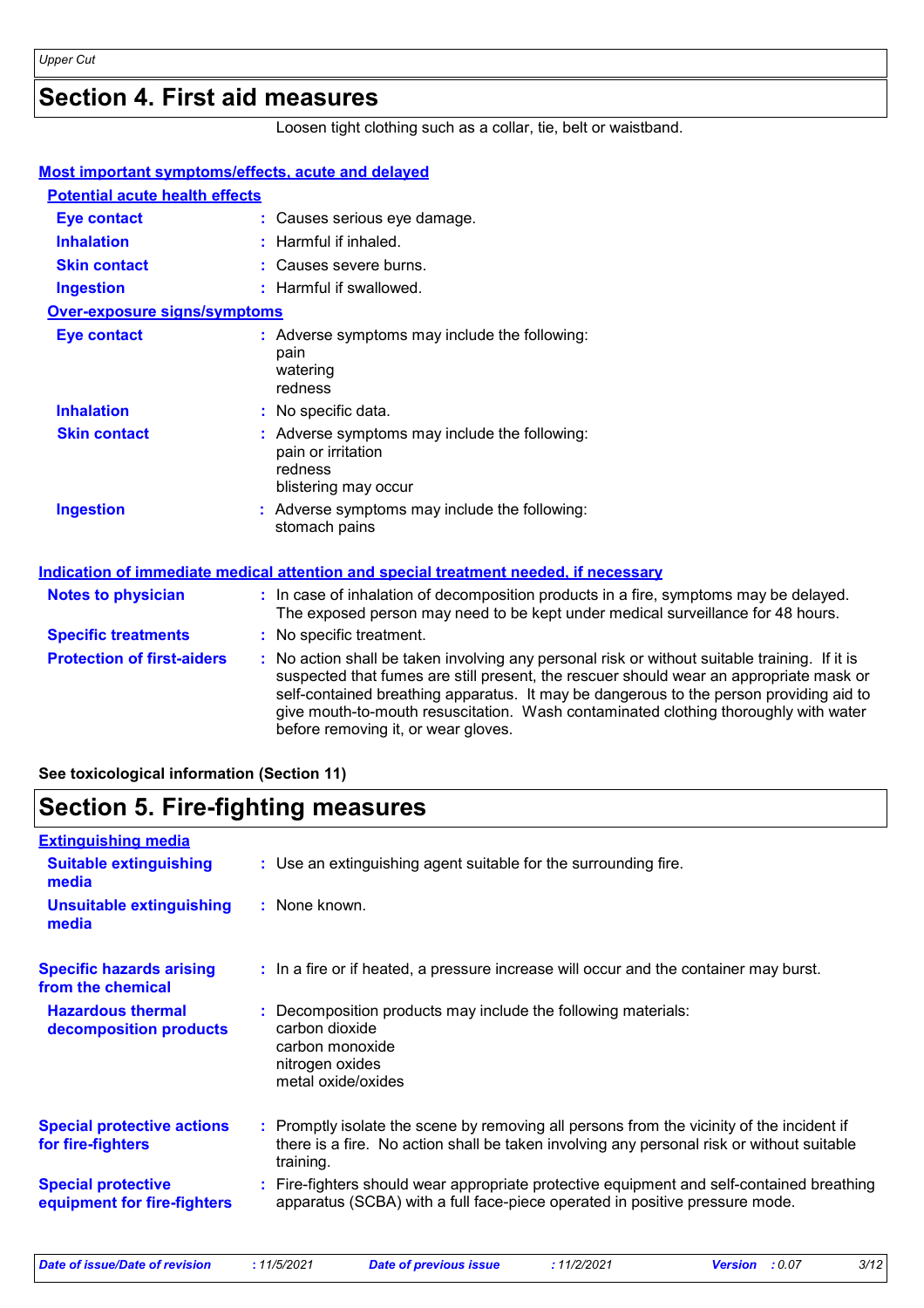## Section 4. First aid measures

Loosen tight clothing such as a collar, tie, belt or waistband.

### Most important symptoms/effects, acute and delayed

#### Potential acute health effects

**Eye contact** : Causes serious eye damage.

**Inhalation** : Harmful if inhaled.

**Skin contact** : Causes severe burns.

**Ingestion** : Harmful if swallowed.

#### Over-exposure signs/symptoms

**Eye contact** : Adverse symptoms may include the following:
pain
watering
redness

**Inhalation** : No specific data.

**Skin contact** : Adverse symptoms may include the following:
pain or irritation
redness
blistering may occur

**Ingestion** : Adverse symptoms may include the following:
stomach pains

### Indication of immediate medical attention and special treatment needed, if necessary

**Notes to physician** : In case of inhalation of decomposition products in a fire, symptoms may be delayed. The exposed person may need to be kept under medical surveillance for 48 hours.

**Specific treatments** : No specific treatment.

**Protection of first-aiders** : No action shall be taken involving any personal risk or without suitable training. If it is suspected that fumes are still present, the rescuer should wear an appropriate mask or self-contained breathing apparatus. It may be dangerous to the person providing aid to give mouth-to-mouth resuscitation. Wash contaminated clothing thoroughly with water before removing it, or wear gloves.

**See toxicological information (Section 11)**

## Section 5. Fire-fighting measures

### Extinguishing media

**Suitable extinguishing media** : Use an extinguishing agent suitable for the surrounding fire.

**Unsuitable extinguishing media** : None known.

**Specific hazards arising from the chemical** : In a fire or if heated, a pressure increase will occur and the container may burst.

**Hazardous thermal decomposition products** : Decomposition products may include the following materials:
carbon dioxide
carbon monoxide
nitrogen oxides
metal oxide/oxides

**Special protective actions for fire-fighters** : Promptly isolate the scene by removing all persons from the vicinity of the incident if there is a fire. No action shall be taken involving any personal risk or without suitable training.

**Special protective equipment for fire-fighters** : Fire-fighters should wear appropriate protective equipment and self-contained breathing apparatus (SCBA) with a full face-piece operated in positive pressure mode.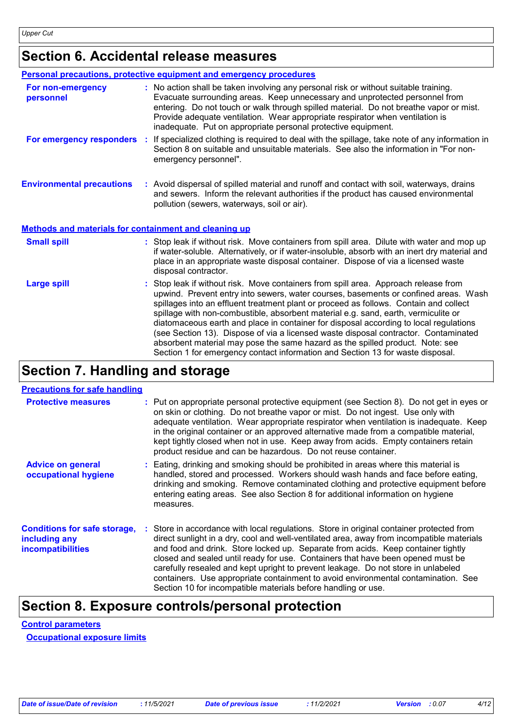# Section 6. Accidental release measures

## Personal precautions, protective equipment and emergency procedures

**For non-emergency personnel** : No action shall be taken involving any personal risk or without suitable training. Evacuate surrounding areas. Keep unnecessary and unprotected personnel from entering. Do not touch or walk through spilled material. Do not breathe vapor or mist. Provide adequate ventilation. Wear appropriate respirator when ventilation is inadequate. Put on appropriate personal protective equipment.

**For emergency responders** : If specialized clothing is required to deal with the spillage, take note of any information in Section 8 on suitable and unsuitable materials. See also the information in "For non-emergency personnel".

**Environmental precautions** : Avoid dispersal of spilled material and runoff and contact with soil, waterways, drains and sewers. Inform the relevant authorities if the product has caused environmental pollution (sewers, waterways, soil or air).

## Methods and materials for containment and cleaning up

**Small spill** : Stop leak if without risk. Move containers from spill area. Dilute with water and mop up if water-soluble. Alternatively, or if water-insoluble, absorb with an inert dry material and place in an appropriate waste disposal container. Dispose of via a licensed waste disposal contractor.

**Large spill** : Stop leak if without risk. Move containers from spill area. Approach release from upwind. Prevent entry into sewers, water courses, basements or confined areas. Wash spillages into an effluent treatment plant or proceed as follows. Contain and collect spillage with non-combustible, absorbent material e.g. sand, earth, vermiculite or diatomaceous earth and place in container for disposal according to local regulations (see Section 13). Dispose of via a licensed waste disposal contractor. Contaminated absorbent material may pose the same hazard as the spilled product. Note: see Section 1 for emergency contact information and Section 13 for waste disposal.

# Section 7. Handling and storage

## Precautions for safe handling

**Protective measures** : Put on appropriate personal protective equipment (see Section 8). Do not get in eyes or on skin or clothing. Do not breathe vapor or mist. Do not ingest. Use only with adequate ventilation. Wear appropriate respirator when ventilation is inadequate. Keep in the original container or an approved alternative made from a compatible material, kept tightly closed when not in use. Keep away from acids. Empty containers retain product residue and can be hazardous. Do not reuse container.

**Advice on general occupational hygiene** : Eating, drinking and smoking should be prohibited in areas where this material is handled, stored and processed. Workers should wash hands and face before eating, drinking and smoking. Remove contaminated clothing and protective equipment before entering eating areas. See also Section 8 for additional information on hygiene measures.

**Conditions for safe storage, including any incompatibilities** : Store in accordance with local regulations. Store in original container protected from direct sunlight in a dry, cool and well-ventilated area, away from incompatible materials and food and drink. Store locked up. Separate from acids. Keep container tightly closed and sealed until ready for use. Containers that have been opened must be carefully resealed and kept upright to prevent leakage. Do not store in unlabeled containers. Use appropriate containment to avoid environmental contamination. See Section 10 for incompatible materials before handling or use.

# Section 8. Exposure controls/personal protection

## Control parameters

### Occupational exposure limits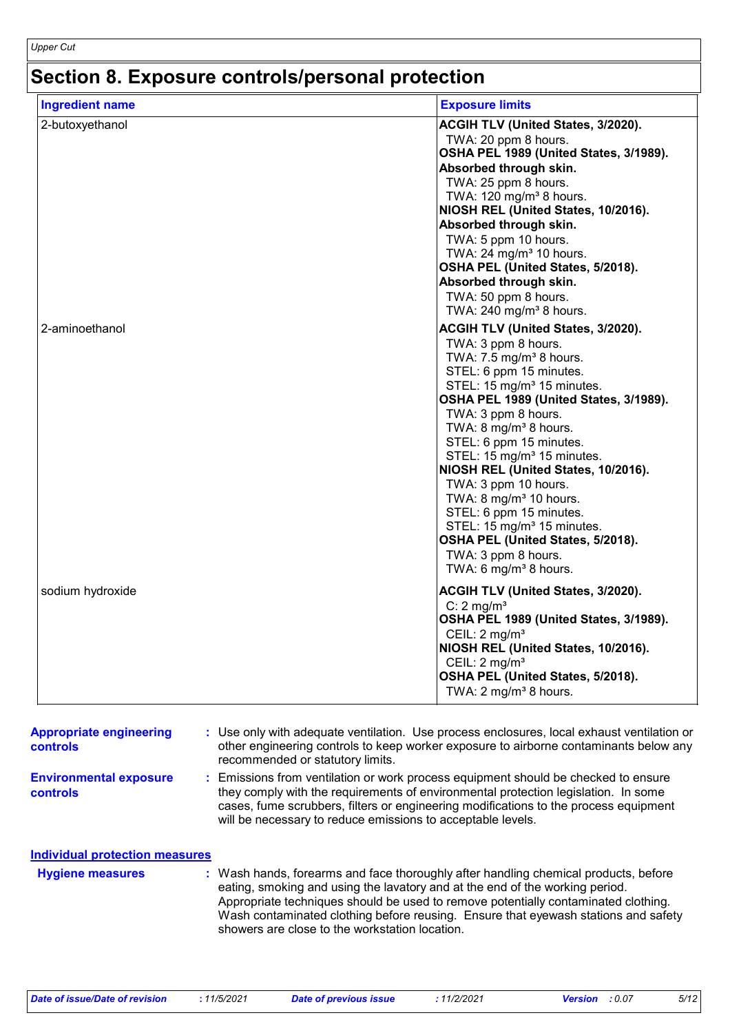# Section 8. Exposure controls/personal protection

| Ingredient name | Exposure limits |
| --- | --- |
| 2-butoxyethanol | **ACGIH TLV (United States, 3/2020).**<br>TWA: 20 ppm 8 hours.<br>**OSHA PEL 1989 (United States, 3/1989). Absorbed through skin.**<br>TWA: 25 ppm 8 hours.<br>TWA: 120 mg/m³ 8 hours.<br>**NIOSH REL (United States, 10/2016). Absorbed through skin.**<br>TWA: 5 ppm 10 hours.<br>TWA: 24 mg/m³ 10 hours.<br>**OSHA PEL (United States, 5/2018). Absorbed through skin.**<br>TWA: 50 ppm 8 hours.<br>TWA: 240 mg/m³ 8 hours. |
| 2-aminoethanol | **ACGIH TLV (United States, 3/2020).**<br>TWA: 3 ppm 8 hours.<br>TWA: 7.5 mg/m³ 8 hours.<br>STEL: 6 ppm 15 minutes.<br>STEL: 15 mg/m³ 15 minutes.<br>**OSHA PEL 1989 (United States, 3/1989).**<br>TWA: 3 ppm 8 hours.<br>TWA: 8 mg/m³ 8 hours.<br>STEL: 6 ppm 15 minutes.<br>STEL: 15 mg/m³ 15 minutes.<br>**NIOSH REL (United States, 10/2016).**<br>TWA: 3 ppm 10 hours.<br>TWA: 8 mg/m³ 10 hours.<br>STEL: 6 ppm 15 minutes.<br>STEL: 15 mg/m³ 15 minutes.<br>**OSHA PEL (United States, 5/2018).**<br>TWA: 3 ppm 8 hours.<br>TWA: 6 mg/m³ 8 hours. |
| sodium hydroxide | **ACGIH TLV (United States, 3/2020).**<br>C: 2 mg/m³<br>**OSHA PEL 1989 (United States, 3/1989).**<br>CEIL: 2 mg/m³<br>**NIOSH REL (United States, 10/2016).**<br>CEIL: 2 mg/m³<br>**OSHA PEL (United States, 5/2018).**<br>TWA: 2 mg/m³ 8 hours. |

**Appropriate engineering controls** : Use only with adequate ventilation. Use process enclosures, local exhaust ventilation or other engineering controls to keep worker exposure to airborne contaminants below any recommended or statutory limits.

**Environmental exposure controls** : Emissions from ventilation or work process equipment should be checked to ensure they comply with the requirements of environmental protection legislation. In some cases, fume scrubbers, filters or engineering modifications to the process equipment will be necessary to reduce emissions to acceptable levels.

## Individual protection measures

**Hygiene measures** : Wash hands, forearms and face thoroughly after handling chemical products, before eating, smoking and using the lavatory and at the end of the working period. Appropriate techniques should be used to remove potentially contaminated clothing. Wash contaminated clothing before reusing. Ensure that eyewash stations and safety showers are close to the workstation location.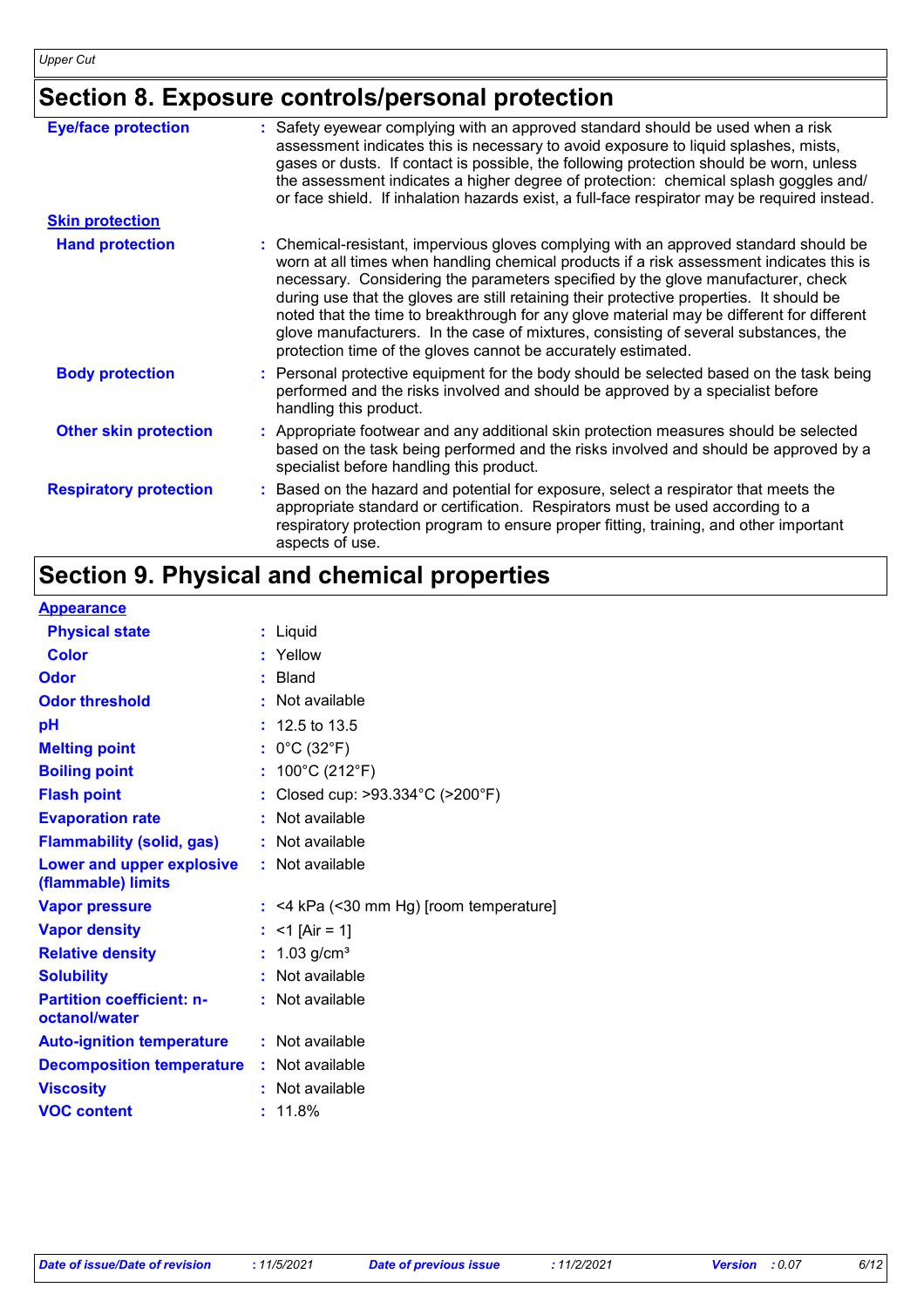## Section 8. Exposure controls/personal protection

| | |
|---|---|
| **Eye/face protection** | : Safety eyewear complying with an approved standard should be used when a risk assessment indicates this is necessary to avoid exposure to liquid splashes, mists, gases or dusts. If contact is possible, the following protection should be worn, unless the assessment indicates a higher degree of protection: chemical splash goggles and/ or face shield. If inhalation hazards exist, a full-face respirator may be required instead. |
| **Skin protection** | |
| **Hand protection** | : Chemical-resistant, impervious gloves complying with an approved standard should be worn at all times when handling chemical products if a risk assessment indicates this is necessary. Considering the parameters specified by the glove manufacturer, check during use that the gloves are still retaining their protective properties. It should be noted that the time to breakthrough for any glove material may be different for different glove manufacturers. In the case of mixtures, consisting of several substances, the protection time of the gloves cannot be accurately estimated. |
| **Body protection** | : Personal protective equipment for the body should be selected based on the task being performed and the risks involved and should be approved by a specialist before handling this product. |
| **Other skin protection** | : Appropriate footwear and any additional skin protection measures should be selected based on the task being performed and the risks involved and should be approved by a specialist before handling this product. |
| **Respiratory protection** | : Based on the hazard and potential for exposure, select a respirator that meets the appropriate standard or certification. Respirators must be used according to a respiratory protection program to ensure proper fitting, training, and other important aspects of use. |

## Section 9. Physical and chemical properties

| | |
|---|---|
| **Appearance** | |
| **Physical state** | : Liquid |
| **Color** | : Yellow |
| **Odor** | : Bland |
| **Odor threshold** | : Not available |
| **pH** | : 12.5 to 13.5 |
| **Melting point** | : 0°C (32°F) |
| **Boiling point** | : 100°C (212°F) |
| **Flash point** | : Closed cup: >93.334°C (>200°F) |
| **Evaporation rate** | : Not available |
| **Flammability (solid, gas)** | : Not available |
| **Lower and upper explosive (flammable) limits** | : Not available |
| **Vapor pressure** | : <4 kPa (<30 mm Hg) [room temperature] |
| **Vapor density** | : <1 [Air = 1] |
| **Relative density** | : 1.03 g/cm³ |
| **Solubility** | : Not available |
| **Partition coefficient: n-octanol/water** | : Not available |
| **Auto-ignition temperature** | : Not available |
| **Decomposition temperature** | : Not available |
| **Viscosity** | : Not available |
| **VOC content** | : 11.8% |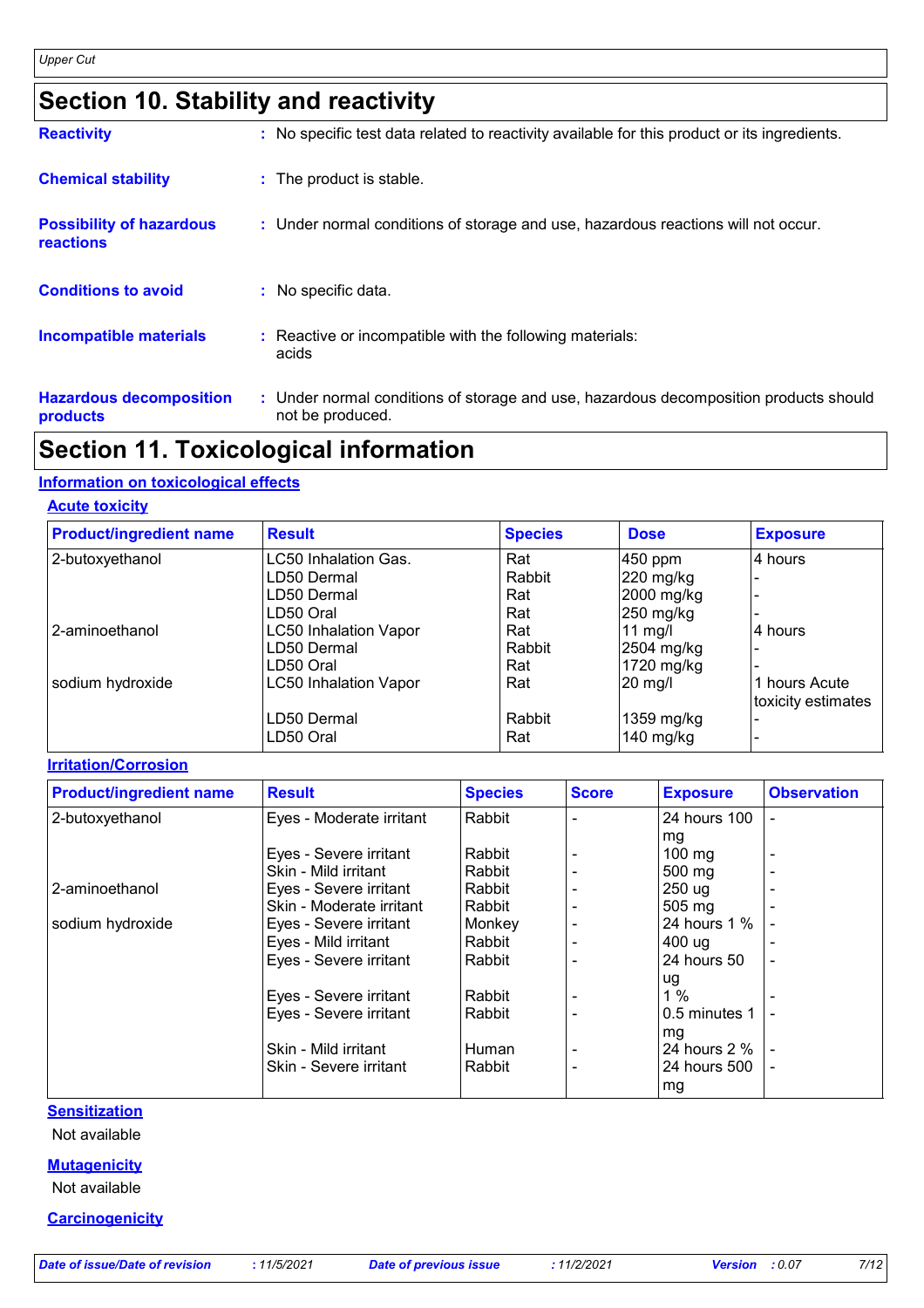## Section 10. Stability and reactivity

**Reactivity** : No specific test data related to reactivity available for this product or its ingredients.

**Chemical stability** : The product is stable.

**Possibility of hazardous reactions** : Under normal conditions of storage and use, hazardous reactions will not occur.

**Conditions to avoid** : No specific data.

**Incompatible materials** : Reactive or incompatible with the following materials: acids

**Hazardous decomposition products** : Under normal conditions of storage and use, hazardous decomposition products should not be produced.

## Section 11. Toxicological information

### Information on toxicological effects

#### Acute toxicity

| Product/ingredient name | Result | Species | Dose | Exposure |
|---|---|---|---|---|
| 2-butoxyethanol | LC50 Inhalation Gas. | Rat | 450 ppm | 4 hours |
| | LD50 Dermal | Rabbit | 220 mg/kg | - |
| | LD50 Dermal | Rat | 2000 mg/kg | - |
| | LD50 Oral | Rat | 250 mg/kg | - |
| 2-aminoethanol | LC50 Inhalation Vapor | Rat | 11 mg/l | 4 hours |
| | LD50 Dermal | Rabbit | 2504 mg/kg | - |
| | LD50 Oral | Rat | 1720 mg/kg | - |
| sodium hydroxide | LC50 Inhalation Vapor | Rat | 20 mg/l | 1 hours Acute toxicity estimates |
| | LD50 Dermal | Rabbit | 1359 mg/kg | - |
| | LD50 Oral | Rat | 140 mg/kg | - |

#### Irritation/Corrosion

| Product/ingredient name | Result | Species | Score | Exposure | Observation |
|---|---|---|---|---|---|
| 2-butoxyethanol | Eyes - Moderate irritant | Rabbit | - | 24 hours 100 mg | - |
| | Eyes - Severe irritant | Rabbit | - | 100 mg | - |
| | Skin - Mild irritant | Rabbit | - | 500 mg | - |
| 2-aminoethanol | Eyes - Severe irritant | Rabbit | - | 250 ug | - |
| | Skin - Moderate irritant | Rabbit | - | 505 mg | - |
| sodium hydroxide | Eyes - Severe irritant | Monkey | - | 24 hours 1 % | - |
| | Eyes - Mild irritant | Rabbit | - | 400 ug | - |
| | Eyes - Severe irritant | Rabbit | - | 24 hours 50 ug | - |
| | Eyes - Severe irritant | Rabbit | - | 1 % | - |
| | Eyes - Severe irritant | Rabbit | - | 0.5 minutes 1 mg | - |
| | Skin - Mild irritant | Human | - | 24 hours 2 % | - |
| | Skin - Severe irritant | Rabbit | - | 24 hours 500 mg | - |

#### Sensitization

Not available

#### Mutagenicity

Not available

#### Carcinogenicity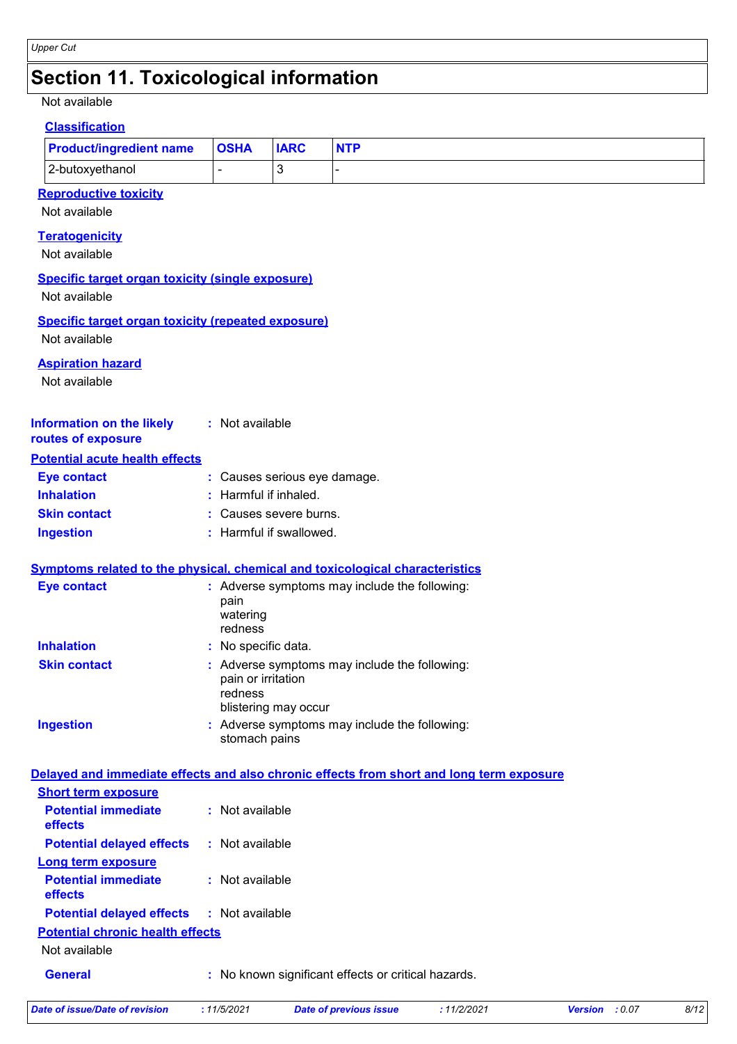# Section 11. Toxicological information

Not available

### Classification

| Product/ingredient name | OSHA | IARC | NTP |
|---|---|---|---|
| 2-butoxyethanol | - | 3 | - |

### Reproductive toxicity

Not available

### Teratogenicity

Not available

### Specific target organ toxicity (single exposure)

Not available

### Specific target organ toxicity (repeated exposure)

Not available

### Aspiration hazard

Not available

**Information on the likely routes of exposure** : Not available

### Potential acute health effects

**Eye contact** : Causes serious eye damage.
**Inhalation** : Harmful if inhaled.
**Skin contact** : Causes severe burns.
**Ingestion** : Harmful if swallowed.

### Symptoms related to the physical, chemical and toxicological characteristics

**Eye contact** : Adverse symptoms may include the following:
pain
watering
redness

**Inhalation** : No specific data.

**Skin contact** : Adverse symptoms may include the following:
pain or irritation
redness
blistering may occur

**Ingestion** : Adverse symptoms may include the following:
stomach pains

### Delayed and immediate effects and also chronic effects from short and long term exposure

#### Short term exposure

**Potential immediate effects** : Not available
**Potential delayed effects** : Not available

#### Long term exposure

**Potential immediate effects** : Not available
**Potential delayed effects** : Not available

#### Potential chronic health effects

Not available

**General** : No known significant effects or critical hazards.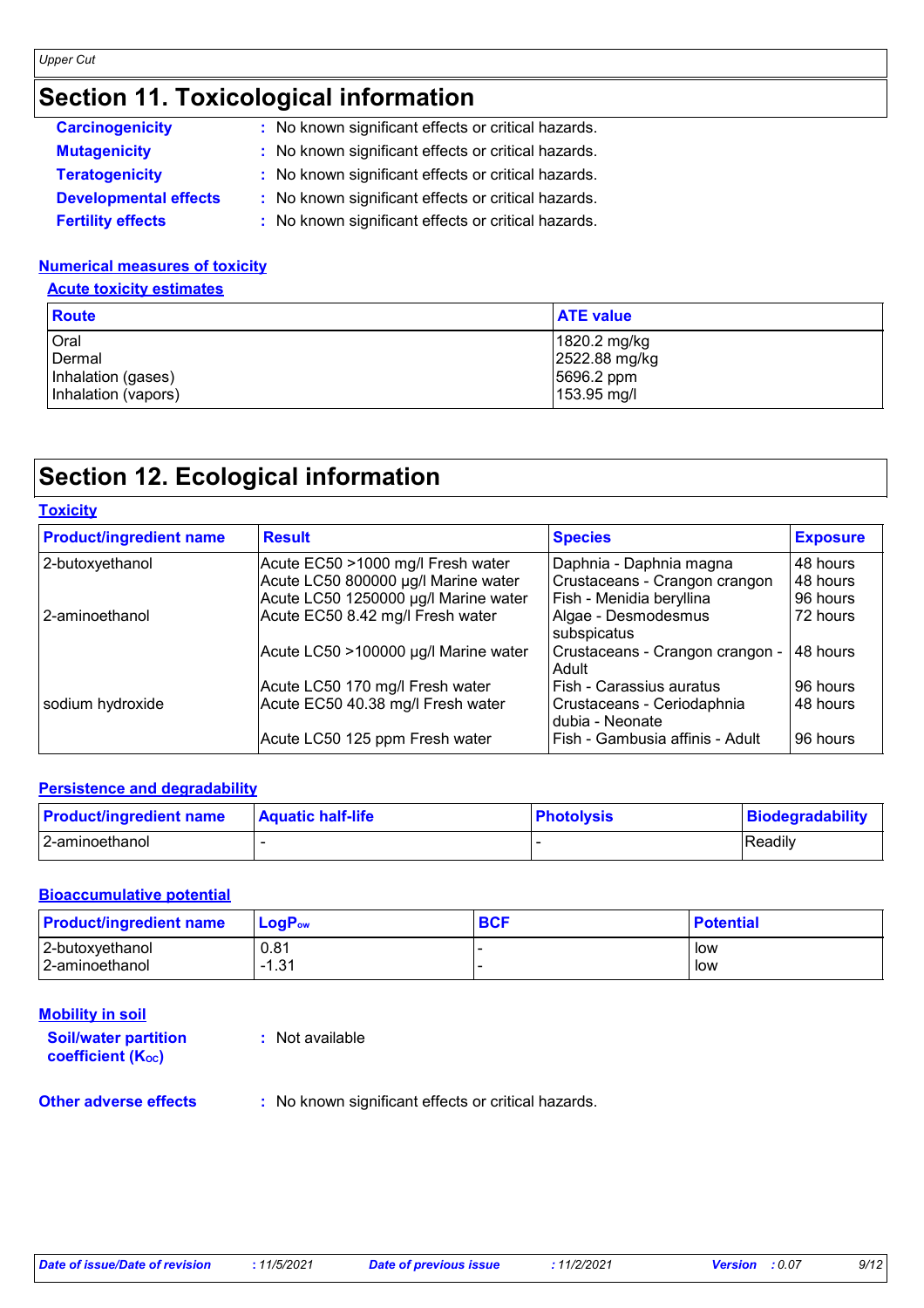# Section 11. Toxicological information

**Carcinogenicity** : No known significant effects or critical hazards.

**Mutagenicity** : No known significant effects or critical hazards.

**Teratogenicity** : No known significant effects or critical hazards.

**Developmental effects** : No known significant effects or critical hazards.

**Fertility effects** : No known significant effects or critical hazards.

### Numerical measures of toxicity

#### Acute toxicity estimates

| Route | ATE value |
|---|---|
| Oral | 1820.2 mg/kg |
| Dermal | 2522.88 mg/kg |
| Inhalation (gases) | 5696.2 ppm |
| Inhalation (vapors) | 153.95 mg/l |

# Section 12. Ecological information

### Toxicity

| Product/ingredient name | Result | Species | Exposure |
|---|---|---|---|
| 2-butoxyethanol | Acute EC50 >1000 mg/l Fresh water | Daphnia - Daphnia magna | 48 hours |
| | Acute LC50 800000 µg/l Marine water | Crustaceans - Crangon crangon | 48 hours |
| | Acute LC50 1250000 µg/l Marine water | Fish - Menidia beryllina | 96 hours |
| 2-aminoethanol | Acute EC50 8.42 mg/l Fresh water | Algae - Desmodesmus subspicatus | 72 hours |
| | Acute LC50 >100000 µg/l Marine water | Crustaceans - Crangon crangon - Adult | 48 hours |
| | Acute LC50 170 mg/l Fresh water | Fish - Carassius auratus | 96 hours |
| sodium hydroxide | Acute EC50 40.38 mg/l Fresh water | Crustaceans - Ceriodaphnia dubia - Neonate | 48 hours |
| | Acute LC50 125 ppm Fresh water | Fish - Gambusia affinis - Adult | 96 hours |

### Persistence and degradability

| Product/ingredient name | Aquatic half-life | Photolysis | Biodegradability |
|---|---|---|---|
| 2-aminoethanol | - | - | Readily |

### Bioaccumulative potential

| Product/ingredient name | $LogP_{ow}$ | BCF | Potential |
|---|---|---|---|
| 2-butoxyethanol | 0.81 | - | low |
| 2-aminoethanol | -1.31 | - | low |

### Mobility in soil

**Soil/water partition coefficient ($K_{OC}$)** : Not available

**Other adverse effects** : No known significant effects or critical hazards.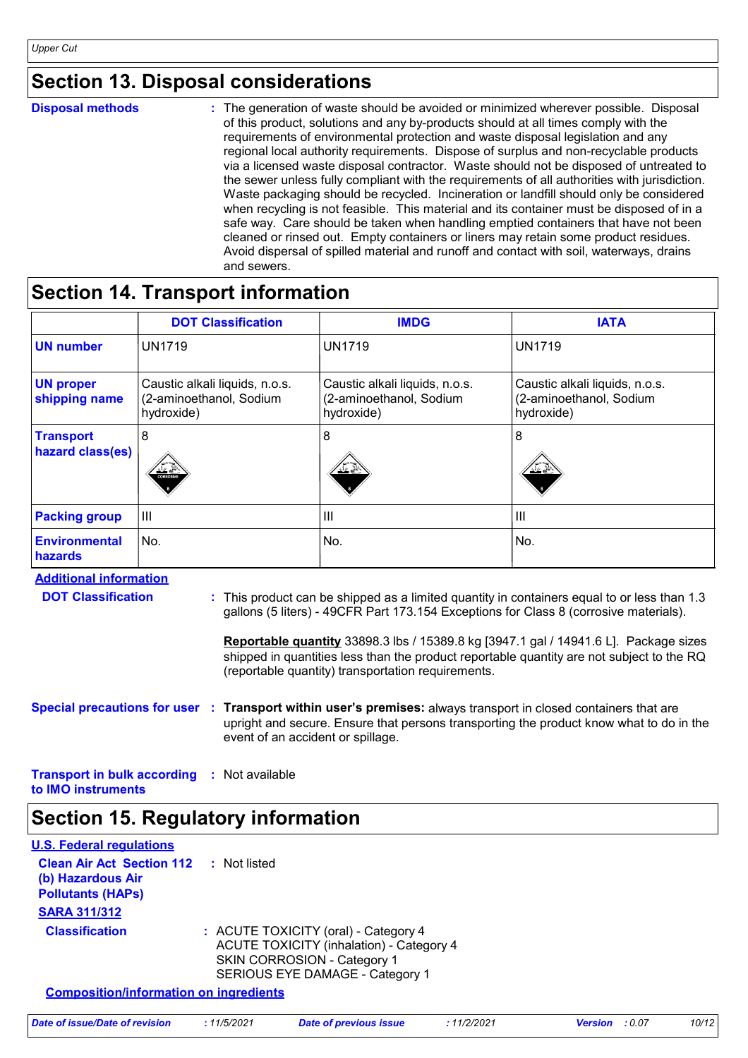## Section 13. Disposal considerations

**Disposal methods** : The generation of waste should be avoided or minimized wherever possible. Disposal of this product, solutions and any by-products should at all times comply with the requirements of environmental protection and waste disposal legislation and any regional local authority requirements. Dispose of surplus and non-recyclable products via a licensed waste disposal contractor. Waste should not be disposed of untreated to the sewer unless fully compliant with the requirements of all authorities with jurisdiction. Waste packaging should be recycled. Incineration or landfill should only be considered when recycling is not feasible. This material and its container must be disposed of in a safe way. Care should be taken when handling emptied containers that have not been cleaned or rinsed out. Empty containers or liners may retain some product residues. Avoid dispersal of spilled material and runoff and contact with soil, waterways, drains and sewers.

## Section 14. Transport information

| | DOT Classification | IMDG | IATA |
|---|---|---|---|
| **UN number** | UN1719 | UN1719 | UN1719 |
| **UN proper shipping name** | Caustic alkali liquids, n.o.s. (2-aminoethanol, Sodium hydroxide) | Caustic alkali liquids, n.o.s. (2-aminoethanol, Sodium hydroxide) | Caustic alkali liquids, n.o.s. (2-aminoethanol, Sodium hydroxide) |
| **Transport hazard class(es)** | 8 | 8 | 8 |
| **Packing group** | III | III | III |
| **Environmental hazards** | No. | No. | No. |

**Additional information**

**DOT Classification** : This product can be shipped as a limited quantity in containers equal to or less than 1.3 gallons (5 liters) - 49CFR Part 173.154 Exceptions for Class 8 (corrosive materials).

**Reportable quantity** 33898.3 lbs / 15389.8 kg [3947.1 gal / 14941.6 L]. Package sizes shipped in quantities less than the product reportable quantity are not subject to the RQ (reportable quantity) transportation requirements.

**Special precautions for user** : **Transport within user's premises:** always transport in closed containers that are upright and secure. Ensure that persons transporting the product know what to do in the event of an accident or spillage.

**Transport in bulk according to IMO instruments** : Not available

## Section 15. Regulatory information

**U.S. Federal regulations**

**Clean Air Act Section 112 (b) Hazardous Air Pollutants (HAPs)** : Not listed

**SARA 311/312**

**Classification** : ACUTE TOXICITY (oral) - Category 4
ACUTE TOXICITY (inhalation) - Category 4
SKIN CORROSION - Category 1
SERIOUS EYE DAMAGE - Category 1

**Composition/information on ingredients**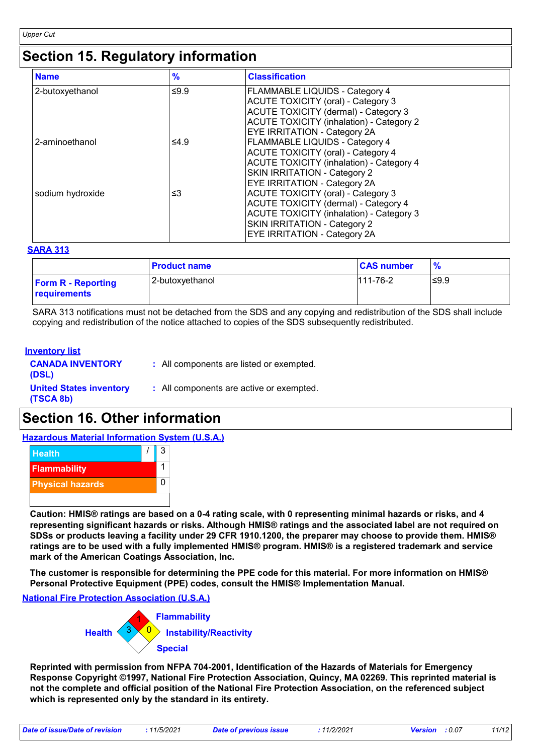# Section 15. Regulatory information

| Name | % | Classification |
|---|---|---|
| 2-butoxyethanol | ≤9.9 | FLAMMABLE LIQUIDS - Category 4<br>ACUTE TOXICITY (oral) - Category 3<br>ACUTE TOXICITY (dermal) - Category 3<br>ACUTE TOXICITY (inhalation) - Category 2<br>EYE IRRITATION - Category 2A |
| 2-aminoethanol | ≤4.9 | FLAMMABLE LIQUIDS - Category 4<br>ACUTE TOXICITY (oral) - Category 4<br>ACUTE TOXICITY (inhalation) - Category 4<br>SKIN IRRITATION - Category 2<br>EYE IRRITATION - Category 2A |
| sodium hydroxide | ≤3 | ACUTE TOXICITY (oral) - Category 3<br>ACUTE TOXICITY (dermal) - Category 4<br>ACUTE TOXICITY (inhalation) - Category 3<br>SKIN IRRITATION - Category 2<br>EYE IRRITATION - Category 2A |

**SARA 313**

| | Product name | CAS number | % |
|---|---|---|---|
| **Form R - Reporting requirements** | 2-butoxyethanol | 111-76-2 | ≤9.9 |

SARA 313 notifications must not be detached from the SDS and any copying and redistribution of the SDS shall include copying and redistribution of the notice attached to copies of the SDS subsequently redistributed.

**Inventory list**

**CANADA INVENTORY (DSL)** : All components are listed or exempted.

**United States inventory (TSCA 8b)** : All components are active or exempted.

# Section 16. Other information

**Hazardous Material Information System (U.S.A.)**

| | |
|---|---|
| Health | / 3 |
| Flammability | 1 |
| Physical hazards | 0 |

**Caution: HMIS® ratings are based on a 0-4 rating scale, with 0 representing minimal hazards or risks, and 4 representing significant hazards or risks. Although HMIS® ratings and the associated label are not required on SDSs or products leaving a facility under 29 CFR 1910.1200, the preparer may choose to provide them. HMIS® ratings are to be used with a fully implemented HMIS® program. HMIS® is a registered trademark and service mark of the American Coatings Association, Inc.**

**The customer is responsible for determining the PPE code for this material. For more information on HMIS® Personal Protective Equipment (PPE) codes, consult the HMIS® Implementation Manual.**

**National Fire Protection Association (U.S.A.)**

Health: 3
Flammability: 1
Instability/Reactivity: 0
Special:

**Reprinted with permission from NFPA 704-2001, Identification of the Hazards of Materials for Emergency Response Copyright ©1997, National Fire Protection Association, Quincy, MA 02269. This reprinted material is not the complete and official position of the National Fire Protection Association, on the referenced subject which is represented only by the standard in its entirety.**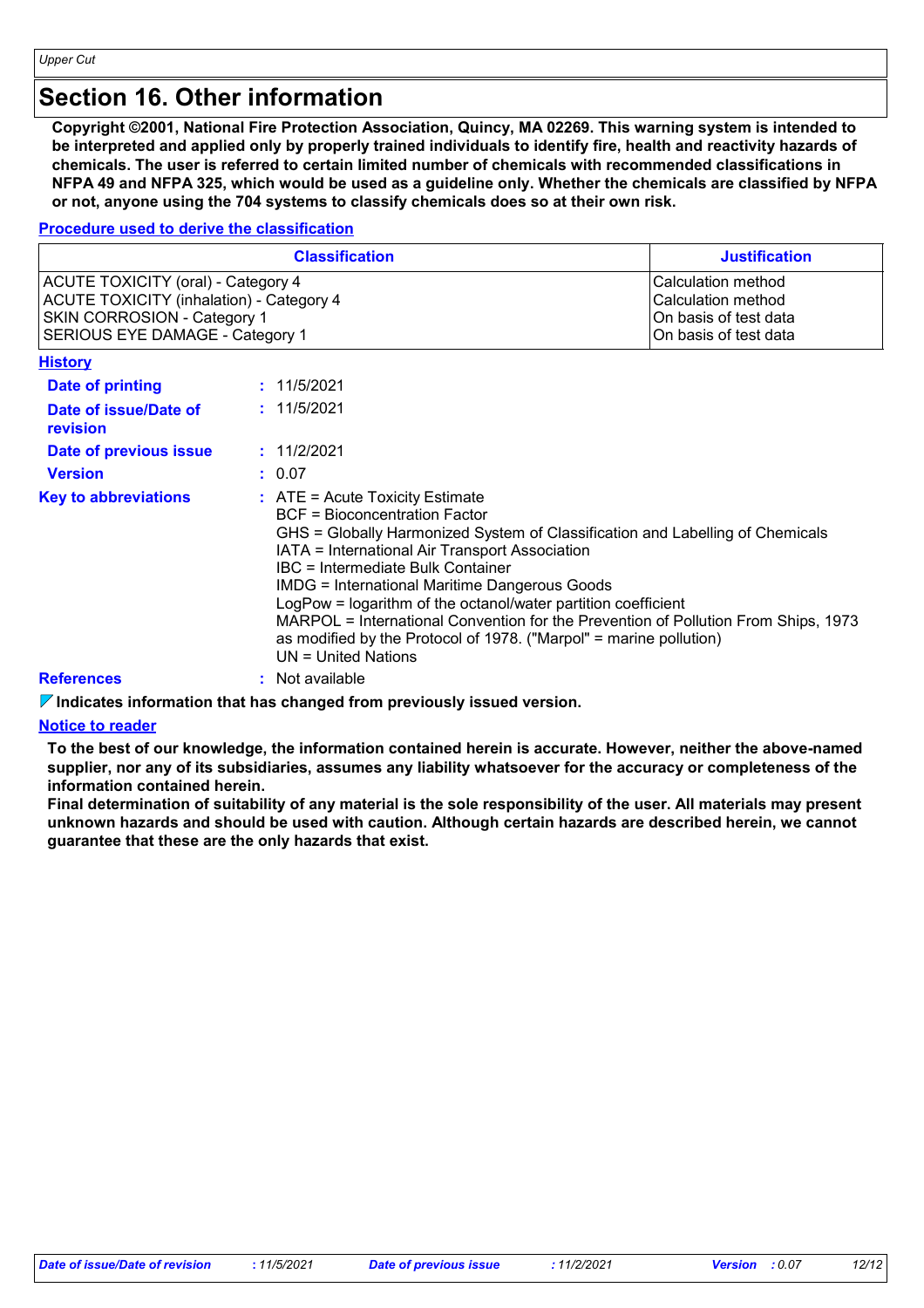# Section 16. Other information

**Copyright ©2001, National Fire Protection Association, Quincy, MA 02269. This warning system is intended to be interpreted and applied only by properly trained individuals to identify fire, health and reactivity hazards of chemicals. The user is referred to certain limited number of chemicals with recommended classifications in NFPA 49 and NFPA 325, which would be used as a guideline only. Whether the chemicals are classified by NFPA or not, anyone using the 704 systems to classify chemicals does so at their own risk.**

## Procedure used to derive the classification

| Classification | Justification |
|---|---|
| ACUTE TOXICITY (oral) - Category 4 | Calculation method |
| ACUTE TOXICITY (inhalation) - Category 4 | Calculation method |
| SKIN CORROSION - Category 1 | On basis of test data |
| SERIOUS EYE DAMAGE - Category 1 | On basis of test data |

## History

**Date of printing** : 11/5/2021

**Date of issue/Date of revision** : 11/5/2021

**Date of previous issue** : 11/2/2021

**Version** : 0.07

**Key to abbreviations** :
ATE = Acute Toxicity Estimate
BCF = Bioconcentration Factor
GHS = Globally Harmonized System of Classification and Labelling of Chemicals
IATA = International Air Transport Association
IBC = Intermediate Bulk Container
IMDG = International Maritime Dangerous Goods
LogPow = logarithm of the octanol/water partition coefficient
MARPOL = International Convention for the Prevention of Pollution From Ships, 1973 as modified by the Protocol of 1978. ("Marpol" = marine pollution)
UN = United Nations

**References** : Not available

**Indicates information that has changed from previously issued version.**

## Notice to reader

**To the best of our knowledge, the information contained herein is accurate. However, neither the above-named supplier, nor any of its subsidiaries, assumes any liability whatsoever for the accuracy or completeness of the information contained herein.**
**Final determination of suitability of any material is the sole responsibility of the user. All materials may present unknown hazards and should be used with caution. Although certain hazards are described herein, we cannot guarantee that these are the only hazards that exist.**